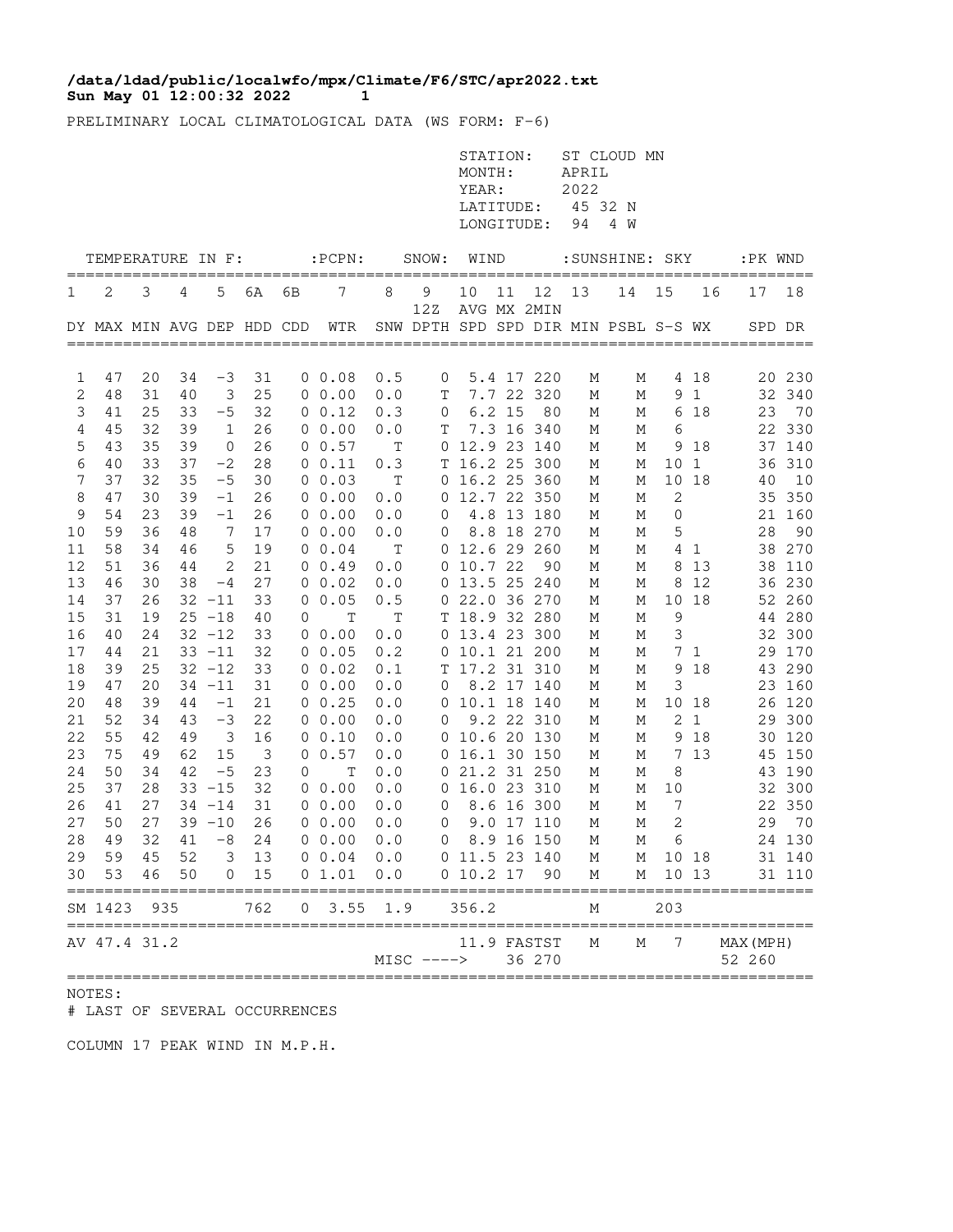**/data/ldad/public/localwfo/mpx/Climate/F6/STC/apr2022.txt**
**Sun May 01 12:00:32 2022 1**

PRELIMINARY LOCAL CLIMATOLOGICAL DATA (WS FORM: F-6)

STATION: ST CLOUD MN
MONTH: APRIL
YEAR: 2022
LATITUDE: 45 32 N
LONGITUDE: 94 4 W

| TEMPERATURE IN F: | | | | | | | :PCPN: | SNOW: | | WIND | | | :SUNSHINE: | | SKY | | :PK WND | |
|---|---|---|---|---|---|---|---|---|---|---|---|---|---|---|---|---|---|---|
| 1 | 2 | 3 | 4 | 5 | 6A | 6B | 7 | 8 | 9 12Z | 10 | 11 | 12 | 13 | 14 | 15 | 16 | 17 | 18 |
| DY | MAX | MIN | AVG | DEP | HDD | CDD | WTR | SNW | DPTH | AVG SPD | MX SPD | 2MIN DIR | MIN | PSBL | S-S | WX | SPD | DR |
| 1 | 47 | 20 | 34 | -3 | 31 | 0 | 0.08 | 0.5 | 0 | 5.4 | 17 | 220 | M | M | 4 | 18 | 20 | 230 |
| 2 | 48 | 31 | 40 | 3 | 25 | 0 | 0.00 | 0.0 | T | 7.7 | 22 | 320 | M | M | 9 | 1 | 32 | 340 |
| 3 | 41 | 25 | 33 | -5 | 32 | 0 | 0.12 | 0.3 | 0 | 6.2 | 15 | 80 | M | M | 6 | 18 | 23 | 70 |
| 4 | 45 | 32 | 39 | 1 | 26 | 0 | 0.00 | 0.0 | T | 7.3 | 16 | 340 | M | M | 6 | | 22 | 330 |
| 5 | 43 | 35 | 39 | 0 | 26 | 0 | 0.57 | T | 0 | 12.9 | 23 | 140 | M | M | 9 | 18 | 37 | 140 |
| 6 | 40 | 33 | 37 | -2 | 28 | 0 | 0.11 | 0.3 | T | 16.2 | 25 | 300 | M | M | 10 | 1 | 36 | 310 |
| 7 | 37 | 32 | 35 | -5 | 30 | 0 | 0.03 | T | 0 | 16.2 | 25 | 360 | M | M | 10 | 18 | 40 | 10 |
| 8 | 47 | 30 | 39 | -1 | 26 | 0 | 0.00 | 0.0 | 0 | 12.7 | 22 | 350 | M | M | 2 | | 35 | 350 |
| 9 | 54 | 23 | 39 | -1 | 26 | 0 | 0.00 | 0.0 | 0 | 4.8 | 13 | 180 | M | M | 0 | | 21 | 160 |
| 10 | 59 | 36 | 48 | 7 | 17 | 0 | 0.00 | 0.0 | 0 | 8.8 | 18 | 270 | M | M | 5 | | 28 | 90 |
| 11 | 58 | 34 | 46 | 5 | 19 | 0 | 0.04 | T | 0 | 12.6 | 29 | 260 | M | M | 4 | 1 | 38 | 270 |
| 12 | 51 | 36 | 44 | 2 | 21 | 0 | 0.49 | 0.0 | 0 | 10.7 | 22 | 90 | M | M | 8 | 13 | 38 | 110 |
| 13 | 46 | 30 | 38 | -4 | 27 | 0 | 0.02 | 0.0 | 0 | 13.5 | 25 | 240 | M | M | 8 | 12 | 36 | 230 |
| 14 | 37 | 26 | 32 | -11 | 33 | 0 | 0.05 | 0.5 | 0 | 22.0 | 36 | 270 | M | M | 10 | 18 | 52 | 260 |
| 15 | 31 | 19 | 25 | -18 | 40 | 0 | T | T | T | 18.9 | 32 | 280 | M | M | 9 | | 44 | 280 |
| 16 | 40 | 24 | 32 | -12 | 33 | 0 | 0.00 | 0.0 | 0 | 13.4 | 23 | 300 | M | M | 3 | | 32 | 300 |
| 17 | 44 | 21 | 33 | -11 | 32 | 0 | 0.05 | 0.2 | 0 | 10.1 | 21 | 200 | M | M | 7 | 1 | 29 | 170 |
| 18 | 39 | 25 | 32 | -12 | 33 | 0 | 0.02 | 0.1 | T | 17.2 | 31 | 310 | M | M | 9 | 18 | 43 | 290 |
| 19 | 47 | 20 | 34 | -11 | 31 | 0 | 0.00 | 0.0 | 0 | 8.2 | 17 | 140 | M | M | 3 | | 23 | 160 |
| 20 | 48 | 39 | 44 | -1 | 21 | 0 | 0.25 | 0.0 | 0 | 10.1 | 18 | 140 | M | M | 10 | 18 | 26 | 120 |
| 21 | 52 | 34 | 43 | -3 | 22 | 0 | 0.00 | 0.0 | 0 | 9.2 | 22 | 310 | M | M | 2 | 1 | 29 | 300 |
| 22 | 55 | 42 | 49 | 3 | 16 | 0 | 0.10 | 0.0 | 0 | 10.6 | 20 | 130 | M | M | 9 | 18 | 30 | 120 |
| 23 | 75 | 49 | 62 | 15 | 3 | 0 | 0.57 | 0.0 | 0 | 16.1 | 30 | 150 | M | M | 7 | 13 | 45 | 150 |
| 24 | 50 | 34 | 42 | -5 | 23 | 0 | T | 0.0 | 0 | 21.2 | 31 | 250 | M | M | 8 | | 43 | 190 |
| 25 | 37 | 28 | 33 | -15 | 32 | 0 | 0.00 | 0.0 | 0 | 16.0 | 23 | 310 | M | M | 10 | | 32 | 300 |
| 26 | 41 | 27 | 34 | -14 | 31 | 0 | 0.00 | 0.0 | 0 | 8.6 | 16 | 300 | M | M | 7 | | 22 | 350 |
| 27 | 50 | 27 | 39 | -10 | 26 | 0 | 0.00 | 0.0 | 0 | 9.0 | 17 | 110 | M | M | 2 | | 29 | 70 |
| 28 | 49 | 32 | 41 | -8 | 24 | 0 | 0.00 | 0.0 | 0 | 8.9 | 16 | 150 | M | M | 6 | | 24 | 130 |
| 29 | 59 | 45 | 52 | 3 | 13 | 0 | 0.04 | 0.0 | 0 | 11.5 | 23 | 140 | M | M | 10 | 18 | 31 | 140 |
| 30 | 53 | 46 | 50 | 0 | 15 | 0 | 1.01 | 0.0 | 0 | 10.2 | 17 | 90 | M | M | 10 | 13 | 31 | 110 |
| SM | 1423 | 935 | | | 762 | 0 | 3.55 | 1.9 | | 356.2 | | | M | | 203 | | | |
| AV | 47.4 | 31.2 | | | | | | | | 11.9 | FASTST | | M | M | 7 | | MAX(MPH) | |
| | | | | | | | MISC ----> | | | | 36 | 270 | | | | | 52 | 260 |

NOTES:
# LAST OF SEVERAL OCCURRENCES

COLUMN 17 PEAK WIND IN M.P.H.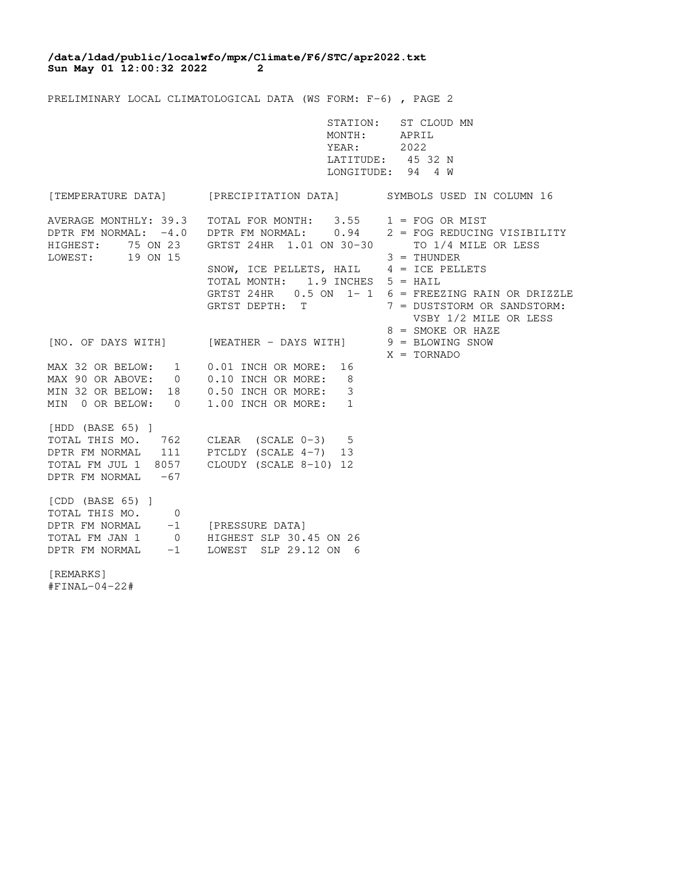**/data/ldad/public/localwfo/mpx/Climate/F6/STC/apr2022.txt**
**Sun May 01 12:00:32 2022 2**

```
PRELIMINARY LOCAL CLIMATOLOGICAL DATA (WS FORM: F-6) , PAGE 2

                                        STATION:   ST CLOUD MN
                                        MONTH:     APRIL
                                        YEAR:      2022
                                        LATITUDE:   45 32 N
                                        LONGITUDE:  94  4 W

[TEMPERATURE DATA]      [PRECIPITATION DATA]       SYMBOLS USED IN COLUMN 16

AVERAGE MONTHLY: 39.3   TOTAL FOR MONTH:   3.55    1 = FOG OR MIST
DPTR FM NORMAL:  -4.0   DPTR FM NORMAL:    0.94    2 = FOG REDUCING VISIBILITY
HIGHEST:    75 ON 23    GRTST 24HR  1.01 ON 30-30      TO 1/4 MILE OR LESS
LOWEST:     19 ON 15                               3 = THUNDER
                        SNOW, ICE PELLETS, HAIL    4 = ICE PELLETS
                        TOTAL MONTH:   1.9 INCHES  5 = HAIL
                        GRTST 24HR   0.5 ON  1- 1  6 = FREEZING RAIN OR DRIZZLE
                        GRTST DEPTH:  T            7 = DUSTSTORM OR SANDSTORM:
                                                       VSBY 1/2 MILE OR LESS
                                                   8 = SMOKE OR HAZE
[NO. OF DAYS WITH]      [WEATHER - DAYS WITH]      9 = BLOWING SNOW
                                                   X = TORNADO
MAX 32 OR BELOW:   1    0.01 INCH OR MORE:  16
MAX 90 OR ABOVE:   0    0.10 INCH OR MORE:   8
MIN 32 OR BELOW:  18    0.50 INCH OR MORE:   3
MIN  0 OR BELOW:   0    1.00 INCH OR MORE:   1

[HDD (BASE 65) ]
TOTAL THIS MO.   762    CLEAR  (SCALE 0-3)   5
DPTR FM NORMAL   111    PTCLDY (SCALE 4-7)  13
TOTAL FM JUL 1  8057    CLOUDY (SCALE 8-10) 12
DPTR FM NORMAL   -67

[CDD (BASE 65) ]
TOTAL THIS MO.     0
DPTR FM NORMAL    -1    [PRESSURE DATA]
TOTAL FM JAN 1     0    HIGHEST SLP 30.45 ON 26
DPTR FM NORMAL    -1    LOWEST  SLP 29.12 ON  6

[REMARKS]
#FINAL-04-22#
```